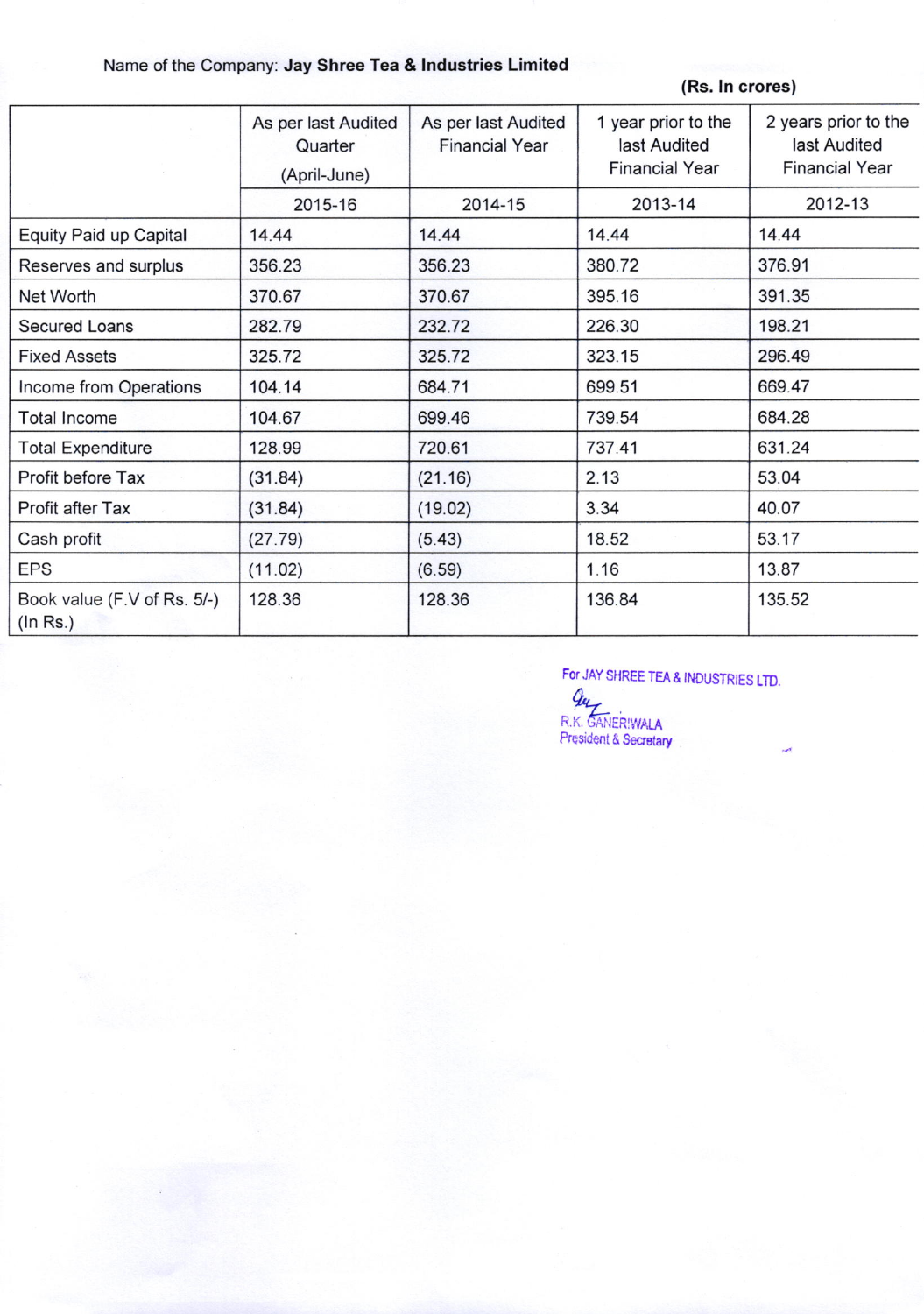Name of the Company: **Jay Shree Tea & Industries Limited**

**(Rs. In crores)**

| | As per last Audited Quarter (April-June) | As per last Audited Financial Year | 1 year prior to the last Audited Financial Year | 2 years prior to the last Audited Financial Year |
|---|---|---|---|---|
| | 2015-16 | 2014-15 | 2013-14 | 2012-13 |
| Equity Paid up Capital | 14.44 | 14.44 | 14.44 | 14.44 |
| Reserves and surplus | 356.23 | 356.23 | 380.72 | 376.91 |
| Net Worth | 370.67 | 370.67 | 395.16 | 391.35 |
| Secured Loans | 282.79 | 232.72 | 226.30 | 198.21 |
| Fixed Assets | 325.72 | 325.72 | 323.15 | 296.49 |
| Income from Operations | 104.14 | 684.71 | 699.51 | 669.47 |
| Total Income | 104.67 | 699.46 | 739.54 | 684.28 |
| Total Expenditure | 128.99 | 720.61 | 737.41 | 631.24 |
| Profit before Tax | (31.84) | (21.16) | 2.13 | 53.04 |
| Profit after Tax | (31.84) | (19.02) | 3.34 | 40.07 |
| Cash profit | (27.79) | (5.43) | 18.52 | 53.17 |
| EPS | (11.02) | (6.59) | 1.16 | 13.87 |
| Book value (F.V of Rs. 5/-) (In Rs.) | 128.36 | 128.36 | 136.84 | 135.52 |

For JAY SHREE TEA & INDUSTRIES LTD.

R.K. GANERIWALA
President & Secretary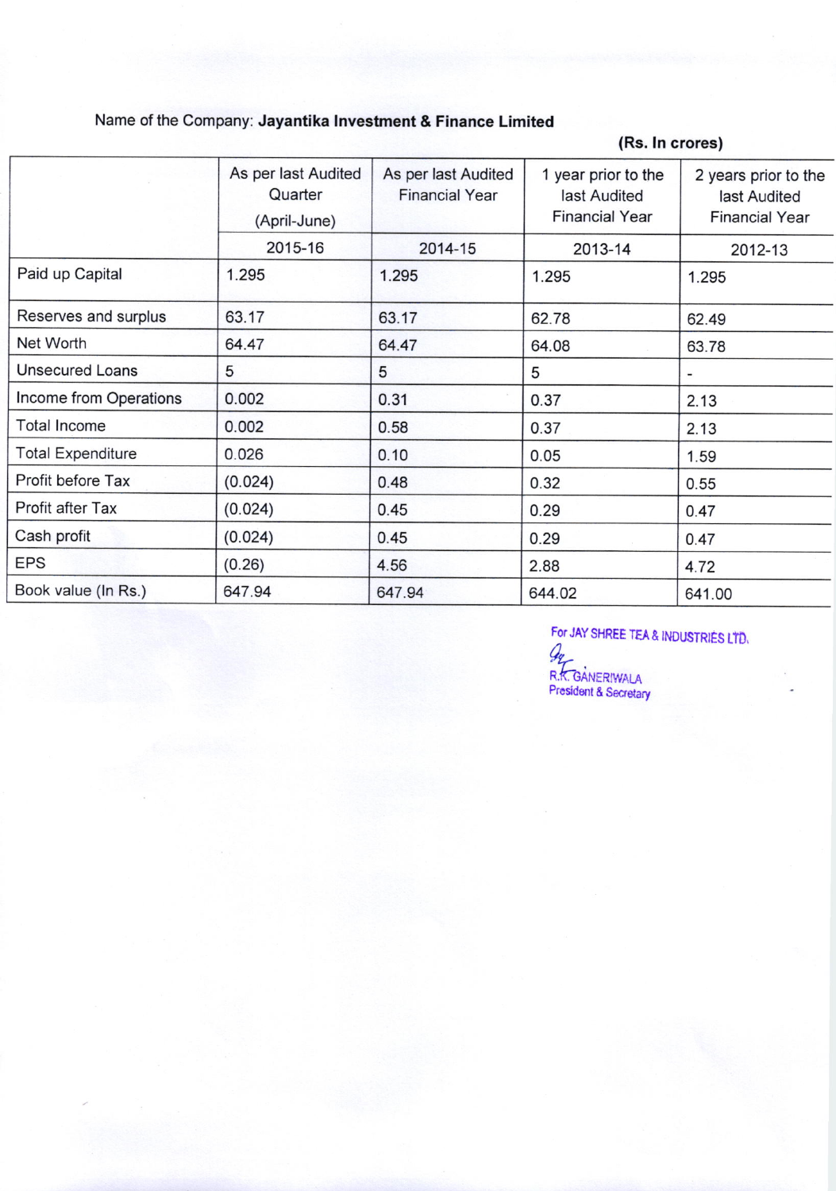Name of the Company: **Jayantika Investment & Finance Limited**

**(Rs. In crores)**

| | As per last Audited Quarter (April-June) | As per last Audited Financial Year | 1 year prior to the last Audited Financial Year | 2 years prior to the last Audited Financial Year |
|---|---|---|---|---|
| | 2015-16 | 2014-15 | 2013-14 | 2012-13 |
| Paid up Capital | 1.295 | 1.295 | 1.295 | 1.295 |
| Reserves and surplus | 63.17 | 63.17 | 62.78 | 62.49 |
| Net Worth | 64.47 | 64.47 | 64.08 | 63.78 |
| Unsecured Loans | 5 | 5 | 5 | - |
| Income from Operations | 0.002 | 0.31 | 0.37 | 2.13 |
| Total Income | 0.002 | 0.58 | 0.37 | 2.13 |
| Total Expenditure | 0.026 | 0.10 | 0.05 | 1.59 |
| Profit before Tax | (0.024) | 0.48 | 0.32 | 0.55 |
| Profit after Tax | (0.024) | 0.45 | 0.29 | 0.47 |
| Cash profit | (0.024) | 0.45 | 0.29 | 0.47 |
| EPS | (0.26) | 4.56 | 2.88 | 4.72 |
| Book value (In Rs.) | 647.94 | 647.94 | 644.02 | 641.00 |

For JAY SHREE TEA & INDUSTRIES LTD.

R.K. GANERIWALA
President & Secretary